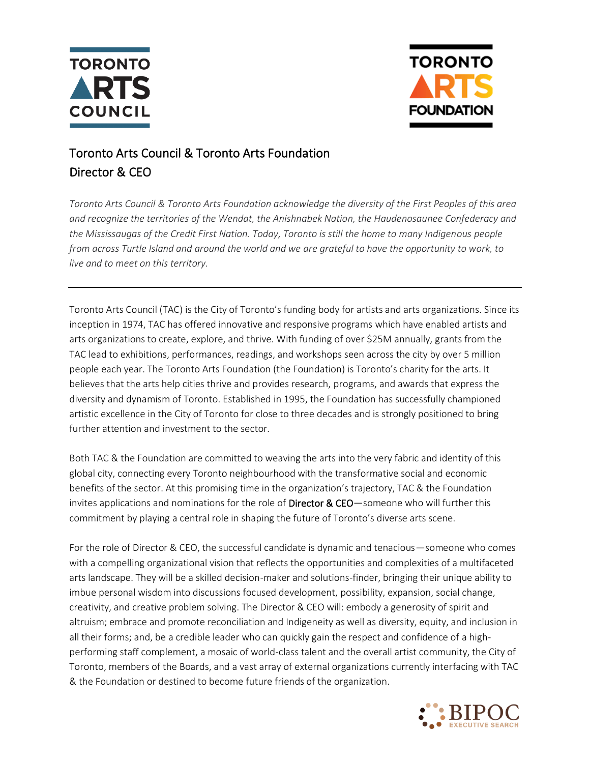# Toronto Arts Council & Toronto Arts Foundation
## Director & CEO

*Toronto Arts Council & Toronto Arts Foundation acknowledge the diversity of the First Peoples of this area and recognize the territories of the Wendat, the Anishnabek Nation, the Haudenosaunee Confederacy and the Mississaugas of the Credit First Nation. Today, Toronto is still the home to many Indigenous people from across Turtle Island and around the world and we are grateful to have the opportunity to work, to live and to meet on this territory.*

---

Toronto Arts Council (TAC) is the City of Toronto's funding body for artists and arts organizations. Since its inception in 1974, TAC has offered innovative and responsive programs which have enabled artists and arts organizations to create, explore, and thrive. With funding of over $25M annually, grants from the TAC lead to exhibitions, performances, readings, and workshops seen across the city by over 5 million people each year. The Toronto Arts Foundation (the Foundation) is Toronto's charity for the arts. It believes that the arts help cities thrive and provides research, programs, and awards that express the diversity and dynamism of Toronto. Established in 1995, the Foundation has successfully championed artistic excellence in the City of Toronto for close to three decades and is strongly positioned to bring further attention and investment to the sector.

Both TAC & the Foundation are committed to weaving the arts into the very fabric and identity of this global city, connecting every Toronto neighbourhood with the transformative social and economic benefits of the sector. At this promising time in the organization's trajectory, TAC & the Foundation invites applications and nominations for the role of Director & CEO—someone who will further this commitment by playing a central role in shaping the future of Toronto's diverse arts scene.

For the role of Director & CEO, the successful candidate is dynamic and tenacious—someone who comes with a compelling organizational vision that reflects the opportunities and complexities of a multifaceted arts landscape. They will be a skilled decision-maker and solutions-finder, bringing their unique ability to imbue personal wisdom into discussions focused development, possibility, expansion, social change, creativity, and creative problem solving. The Director & CEO will: embody a generosity of spirit and altruism; embrace and promote reconciliation and Indigeneity as well as diversity, equity, and inclusion in all their forms; and, be a credible leader who can quickly gain the respect and confidence of a high-performing staff complement, a mosaic of world-class talent and the overall artist community, the City of Toronto, members of the Boards, and a vast array of external organizations currently interfacing with TAC & the Foundation or destined to become future friends of the organization.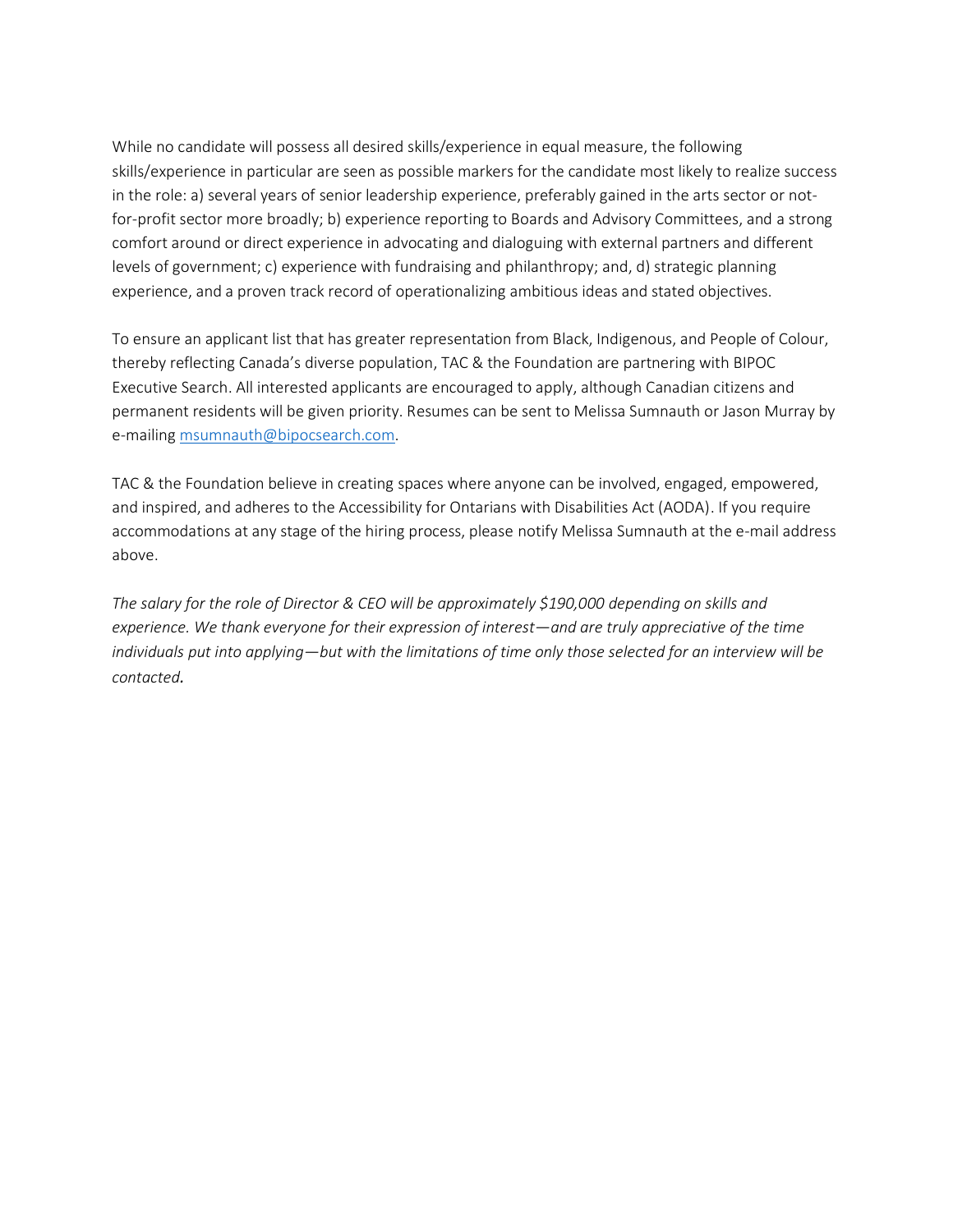While no candidate will possess all desired skills/experience in equal measure, the following skills/experience in particular are seen as possible markers for the candidate most likely to realize success in the role: a) several years of senior leadership experience, preferably gained in the arts sector or not-for-profit sector more broadly; b) experience reporting to Boards and Advisory Committees, and a strong comfort around or direct experience in advocating and dialoguing with external partners and different levels of government; c) experience with fundraising and philanthropy; and, d) strategic planning experience, and a proven track record of operationalizing ambitious ideas and stated objectives.

To ensure an applicant list that has greater representation from Black, Indigenous, and People of Colour, thereby reflecting Canada's diverse population, TAC & the Foundation are partnering with BIPOC Executive Search. All interested applicants are encouraged to apply, although Canadian citizens and permanent residents will be given priority. Resumes can be sent to Melissa Sumnauth or Jason Murray by e-mailing [msumnauth@bipocsearch.com](mailto:msumnauth@bipocsearch.com).

TAC & the Foundation believe in creating spaces where anyone can be involved, engaged, empowered, and inspired, and adheres to the Accessibility for Ontarians with Disabilities Act (AODA). If you require accommodations at any stage of the hiring process, please notify Melissa Sumnauth at the e-mail address above.

*The salary for the role of Director & CEO will be approximately $190,000 depending on skills and experience. We thank everyone for their expression of interest—and are truly appreciative of the time individuals put into applying—but with the limitations of time only those selected for an interview will be contacted.*